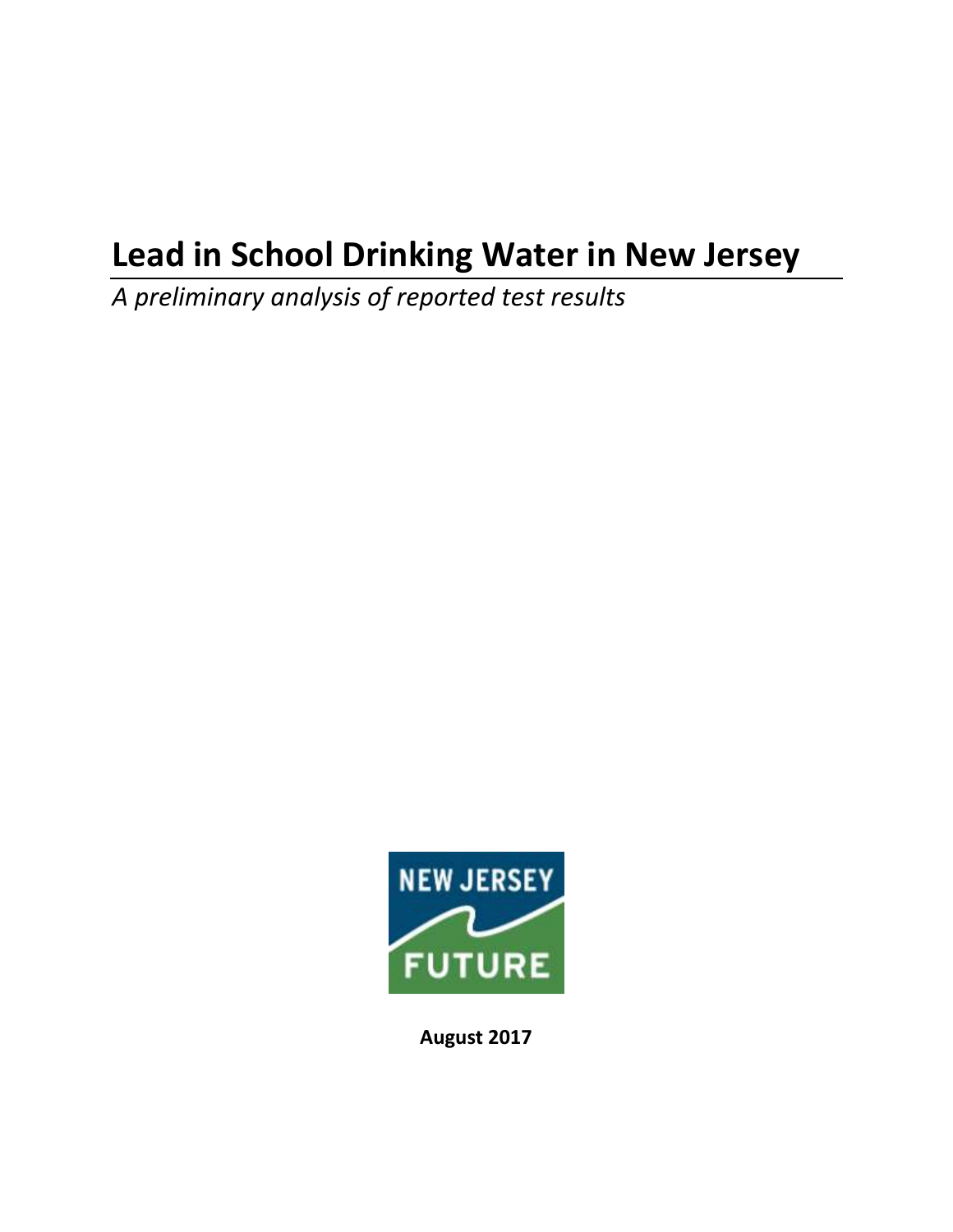# Lead in School Drinking Water in New Jersey

*A preliminary analysis of reported test results*

NEW JERSEY FUTURE

**August 2017**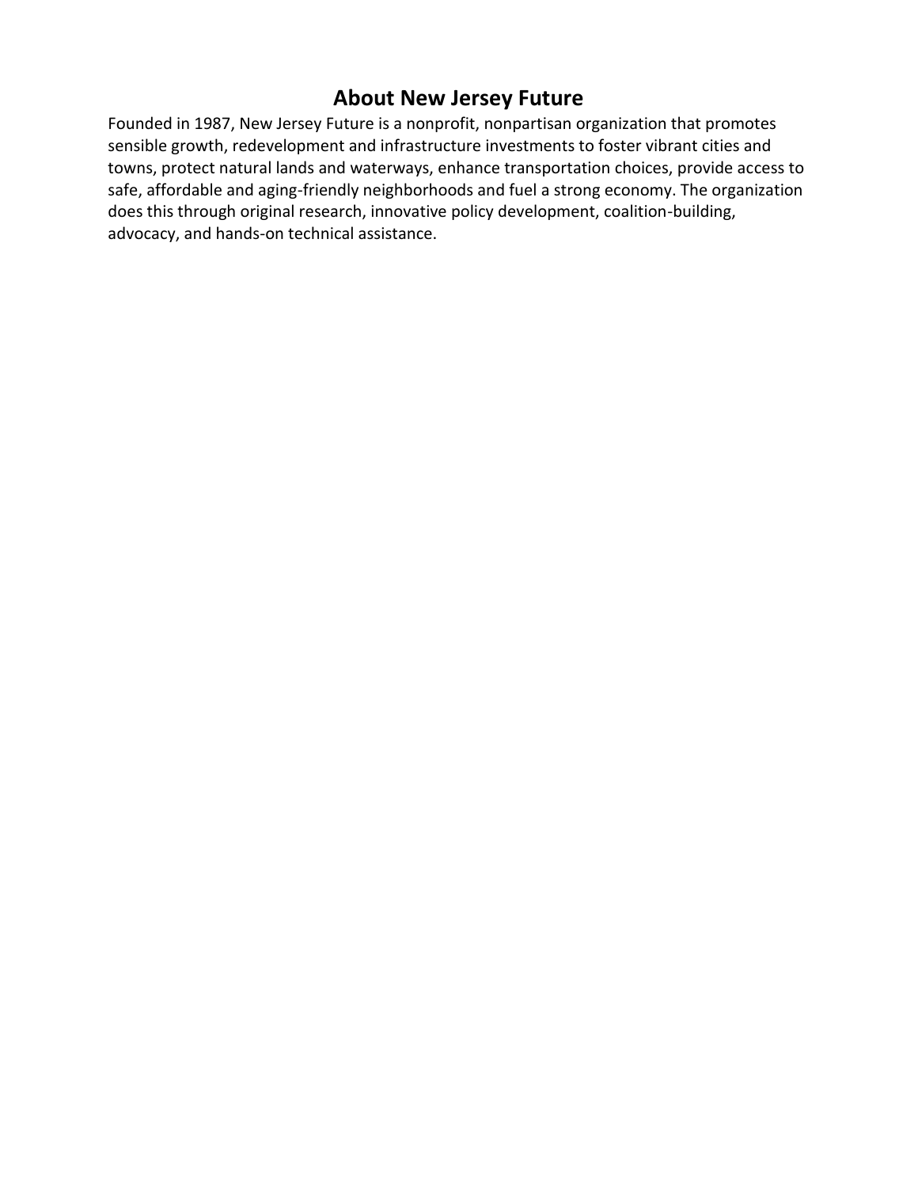## About New Jersey Future

Founded in 1987, New Jersey Future is a nonprofit, nonpartisan organization that promotes sensible growth, redevelopment and infrastructure investments to foster vibrant cities and towns, protect natural lands and waterways, enhance transportation choices, provide access to safe, affordable and aging-friendly neighborhoods and fuel a strong economy. The organization does this through original research, innovative policy development, coalition-building, advocacy, and hands-on technical assistance.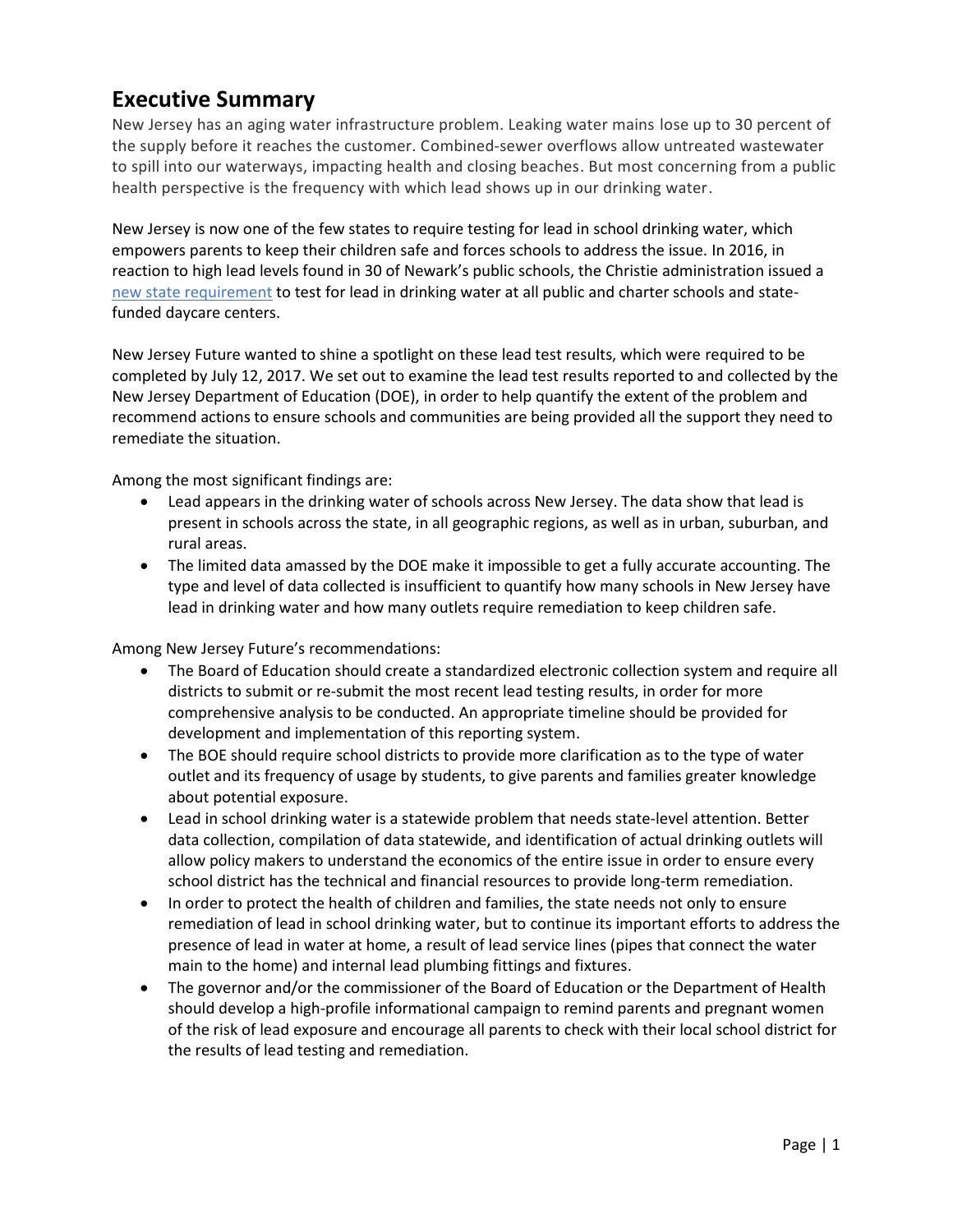# Executive Summary

New Jersey has an aging water infrastructure problem. Leaking water mains lose up to 30 percent of the supply before it reaches the customer. Combined-sewer overflows allow untreated wastewater to spill into our waterways, impacting health and closing beaches. But most concerning from a public health perspective is the frequency with which lead shows up in our drinking water.

New Jersey is now one of the few states to require testing for lead in school drinking water, which empowers parents to keep their children safe and forces schools to address the issue. In 2016, in reaction to high lead levels found in 30 of Newark's public schools, the Christie administration issued a new state requirement to test for lead in drinking water at all public and charter schools and state-funded daycare centers.

New Jersey Future wanted to shine a spotlight on these lead test results, which were required to be completed by July 12, 2017. We set out to examine the lead test results reported to and collected by the New Jersey Department of Education (DOE), in order to help quantify the extent of the problem and recommend actions to ensure schools and communities are being provided all the support they need to remediate the situation.

Among the most significant findings are:

- Lead appears in the drinking water of schools across New Jersey. The data show that lead is present in schools across the state, in all geographic regions, as well as in urban, suburban, and rural areas.
- The limited data amassed by the DOE make it impossible to get a fully accurate accounting. The type and level of data collected is insufficient to quantify how many schools in New Jersey have lead in drinking water and how many outlets require remediation to keep children safe.

Among New Jersey Future's recommendations:

- The Board of Education should create a standardized electronic collection system and require all districts to submit or re-submit the most recent lead testing results, in order for more comprehensive analysis to be conducted. An appropriate timeline should be provided for development and implementation of this reporting system.
- The BOE should require school districts to provide more clarification as to the type of water outlet and its frequency of usage by students, to give parents and families greater knowledge about potential exposure.
- Lead in school drinking water is a statewide problem that needs state-level attention. Better data collection, compilation of data statewide, and identification of actual drinking outlets will allow policy makers to understand the economics of the entire issue in order to ensure every school district has the technical and financial resources to provide long-term remediation.
- In order to protect the health of children and families, the state needs not only to ensure remediation of lead in school drinking water, but to continue its important efforts to address the presence of lead in water at home, a result of lead service lines (pipes that connect the water main to the home) and internal lead plumbing fittings and fixtures.
- The governor and/or the commissioner of the Board of Education or the Department of Health should develop a high-profile informational campaign to remind parents and pregnant women of the risk of lead exposure and encourage all parents to check with their local school district for the results of lead testing and remediation.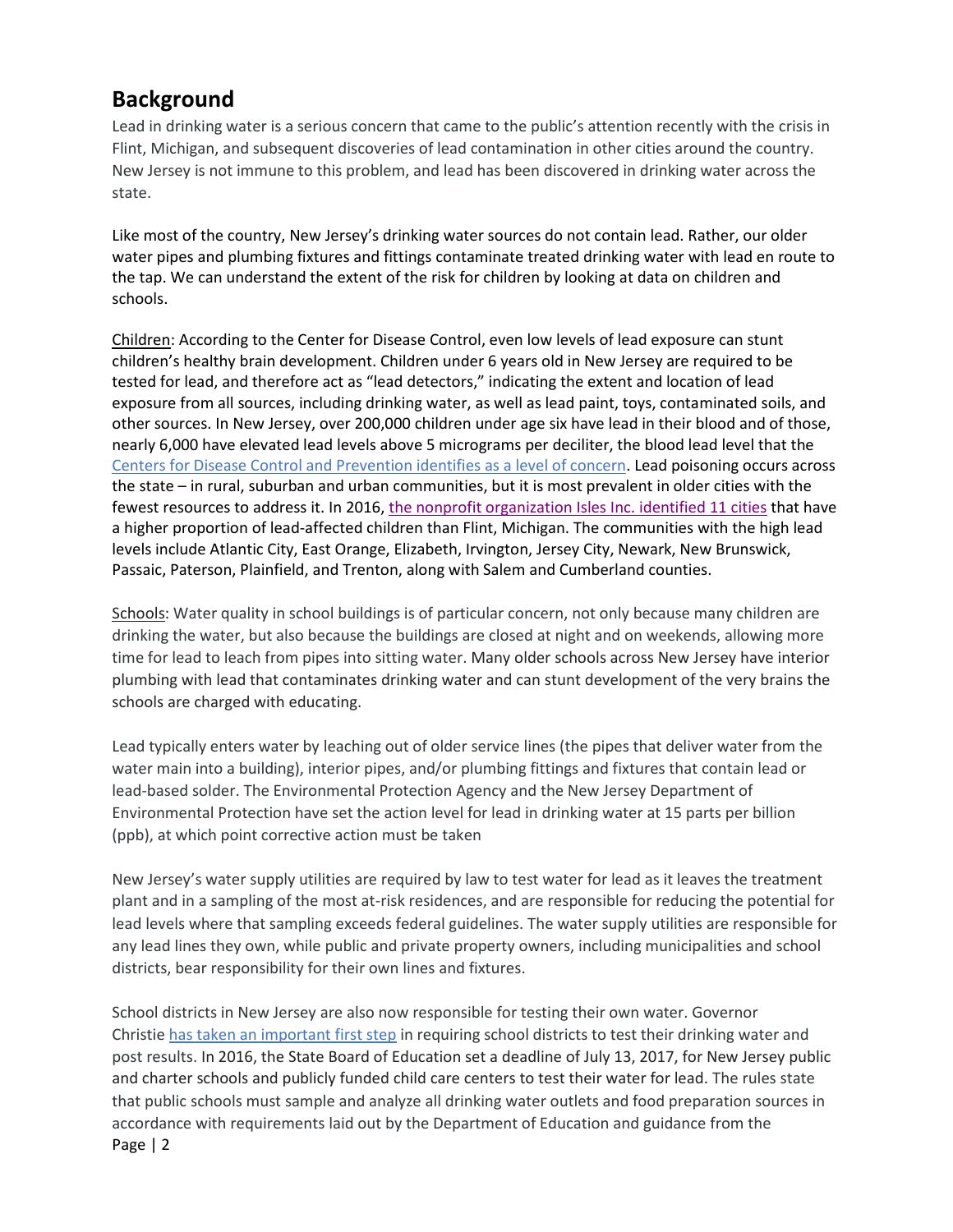## Background

Lead in drinking water is a serious concern that came to the public's attention recently with the crisis in Flint, Michigan, and subsequent discoveries of lead contamination in other cities around the country. New Jersey is not immune to this problem, and lead has been discovered in drinking water across the state.

Like most of the country, New Jersey's drinking water sources do not contain lead. Rather, our older water pipes and plumbing fixtures and fittings contaminate treated drinking water with lead en route to the tap. We can understand the extent of the risk for children by looking at data on children and schools.

Children: According to the Center for Disease Control, even low levels of lead exposure can stunt children's healthy brain development. Children under 6 years old in New Jersey are required to be tested for lead, and therefore act as "lead detectors," indicating the extent and location of lead exposure from all sources, including drinking water, as well as lead paint, toys, contaminated soils, and other sources. In New Jersey, over 200,000 children under age six have lead in their blood and of those, nearly 6,000 have elevated lead levels above 5 micrograms per deciliter, the blood lead level that the Centers for Disease Control and Prevention identifies as a level of concern. Lead poisoning occurs across the state – in rural, suburban and urban communities, but it is most prevalent in older cities with the fewest resources to address it. In 2016, the nonprofit organization Isles Inc. identified 11 cities that have a higher proportion of lead-affected children than Flint, Michigan. The communities with the high lead levels include Atlantic City, East Orange, Elizabeth, Irvington, Jersey City, Newark, New Brunswick, Passaic, Paterson, Plainfield, and Trenton, along with Salem and Cumberland counties.

Schools: Water quality in school buildings is of particular concern, not only because many children are drinking the water, but also because the buildings are closed at night and on weekends, allowing more time for lead to leach from pipes into sitting water. Many older schools across New Jersey have interior plumbing with lead that contaminates drinking water and can stunt development of the very brains the schools are charged with educating.

Lead typically enters water by leaching out of older service lines (the pipes that deliver water from the water main into a building), interior pipes, and/or plumbing fittings and fixtures that contain lead or lead-based solder. The Environmental Protection Agency and the New Jersey Department of Environmental Protection have set the action level for lead in drinking water at 15 parts per billion (ppb), at which point corrective action must be taken

New Jersey's water supply utilities are required by law to test water for lead as it leaves the treatment plant and in a sampling of the most at-risk residences, and are responsible for reducing the potential for lead levels where that sampling exceeds federal guidelines. The water supply utilities are responsible for any lead lines they own, while public and private property owners, including municipalities and school districts, bear responsibility for their own lines and fixtures.

School districts in New Jersey are also now responsible for testing their own water. Governor Christie has taken an important first step in requiring school districts to test their drinking water and post results. In 2016, the State Board of Education set a deadline of July 13, 2017, for New Jersey public and charter schools and publicly funded child care centers to test their water for lead. The rules state that public schools must sample and analyze all drinking water outlets and food preparation sources in accordance with requirements laid out by the Department of Education and guidance from the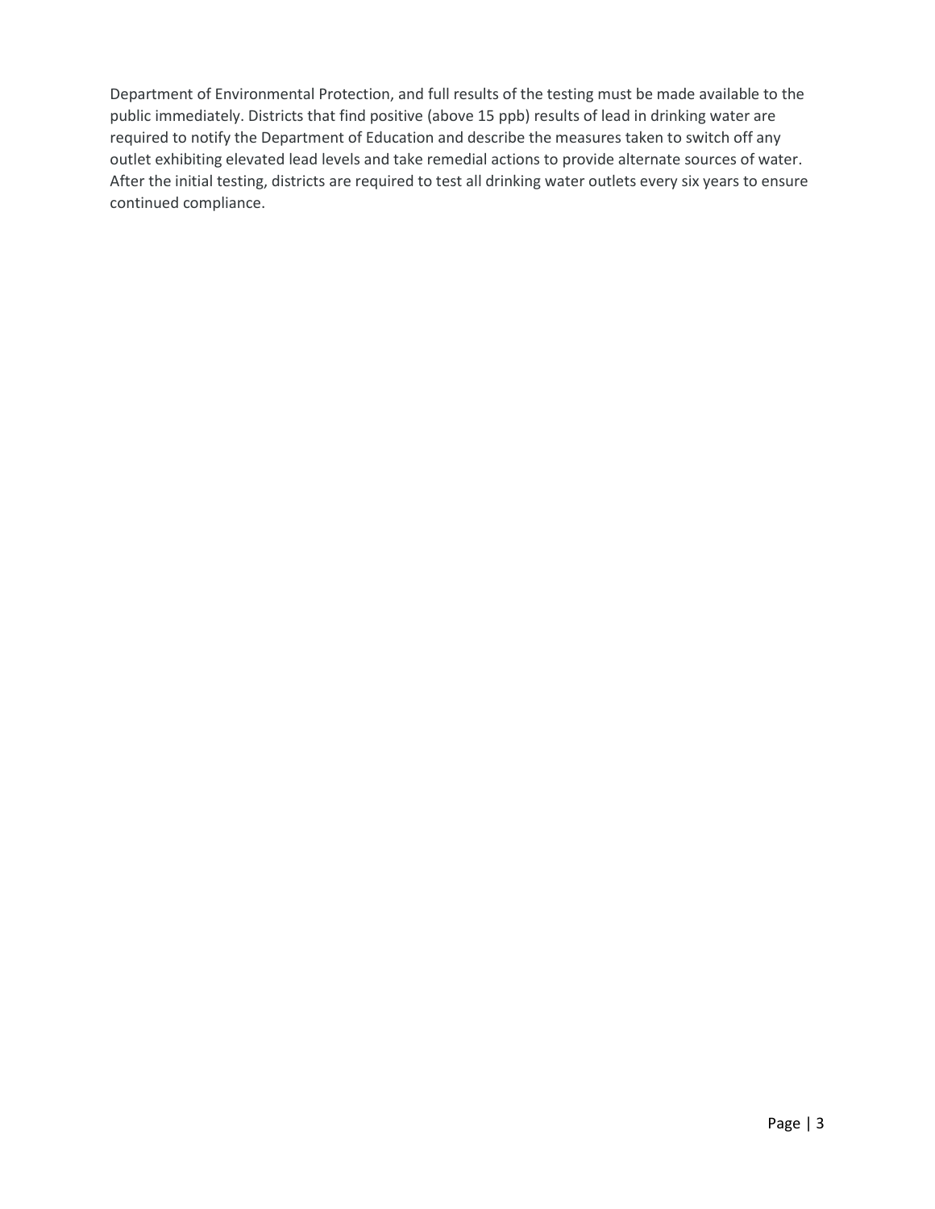Department of Environmental Protection, and full results of the testing must be made available to the public immediately. Districts that find positive (above 15 ppb) results of lead in drinking water are required to notify the Department of Education and describe the measures taken to switch off any outlet exhibiting elevated lead levels and take remedial actions to provide alternate sources of water. After the initial testing, districts are required to test all drinking water outlets every six years to ensure continued compliance.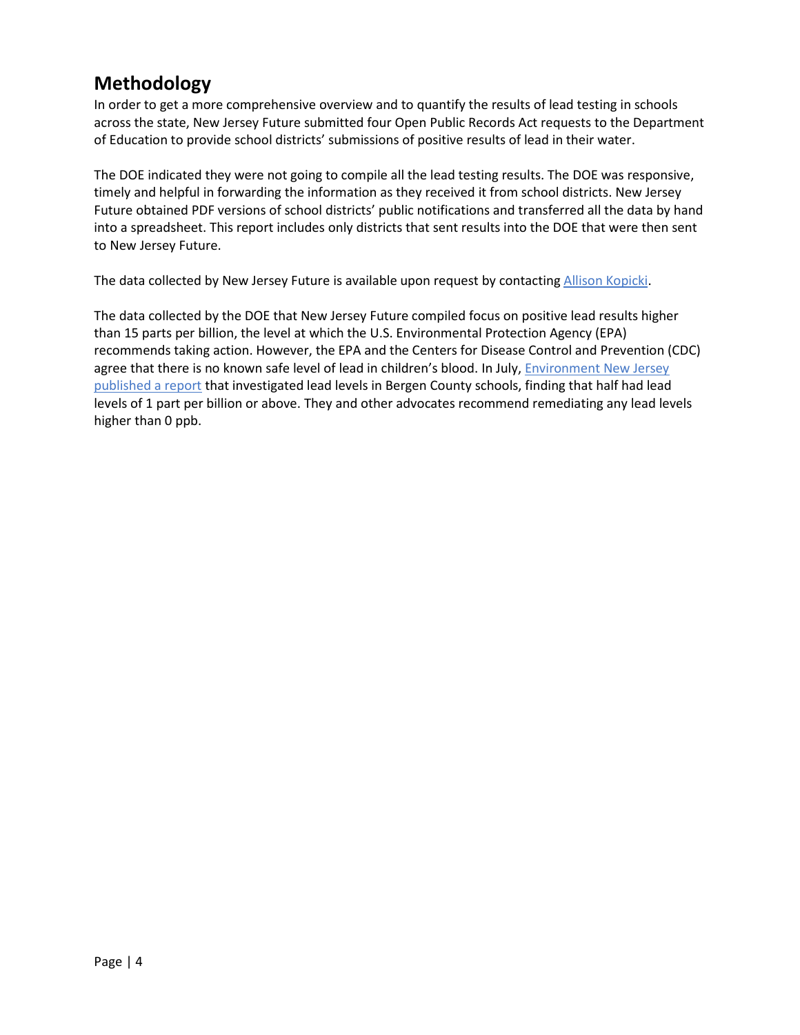## Methodology

In order to get a more comprehensive overview and to quantify the results of lead testing in schools across the state, New Jersey Future submitted four Open Public Records Act requests to the Department of Education to provide school districts' submissions of positive results of lead in their water.

The DOE indicated they were not going to compile all the lead testing results. The DOE was responsive, timely and helpful in forwarding the information as they received it from school districts. New Jersey Future obtained PDF versions of school districts' public notifications and transferred all the data by hand into a spreadsheet. This report includes only districts that sent results into the DOE that were then sent to New Jersey Future.

The data collected by New Jersey Future is available upon request by contacting Allison Kopicki.

The data collected by the DOE that New Jersey Future compiled focus on positive lead results higher than 15 parts per billion, the level at which the U.S. Environmental Protection Agency (EPA) recommends taking action. However, the EPA and the Centers for Disease Control and Prevention (CDC) agree that there is no known safe level of lead in children's blood. In July, Environment New Jersey published a report that investigated lead levels in Bergen County schools, finding that half had lead levels of 1 part per billion or above. They and other advocates recommend remediating any lead levels higher than 0 ppb.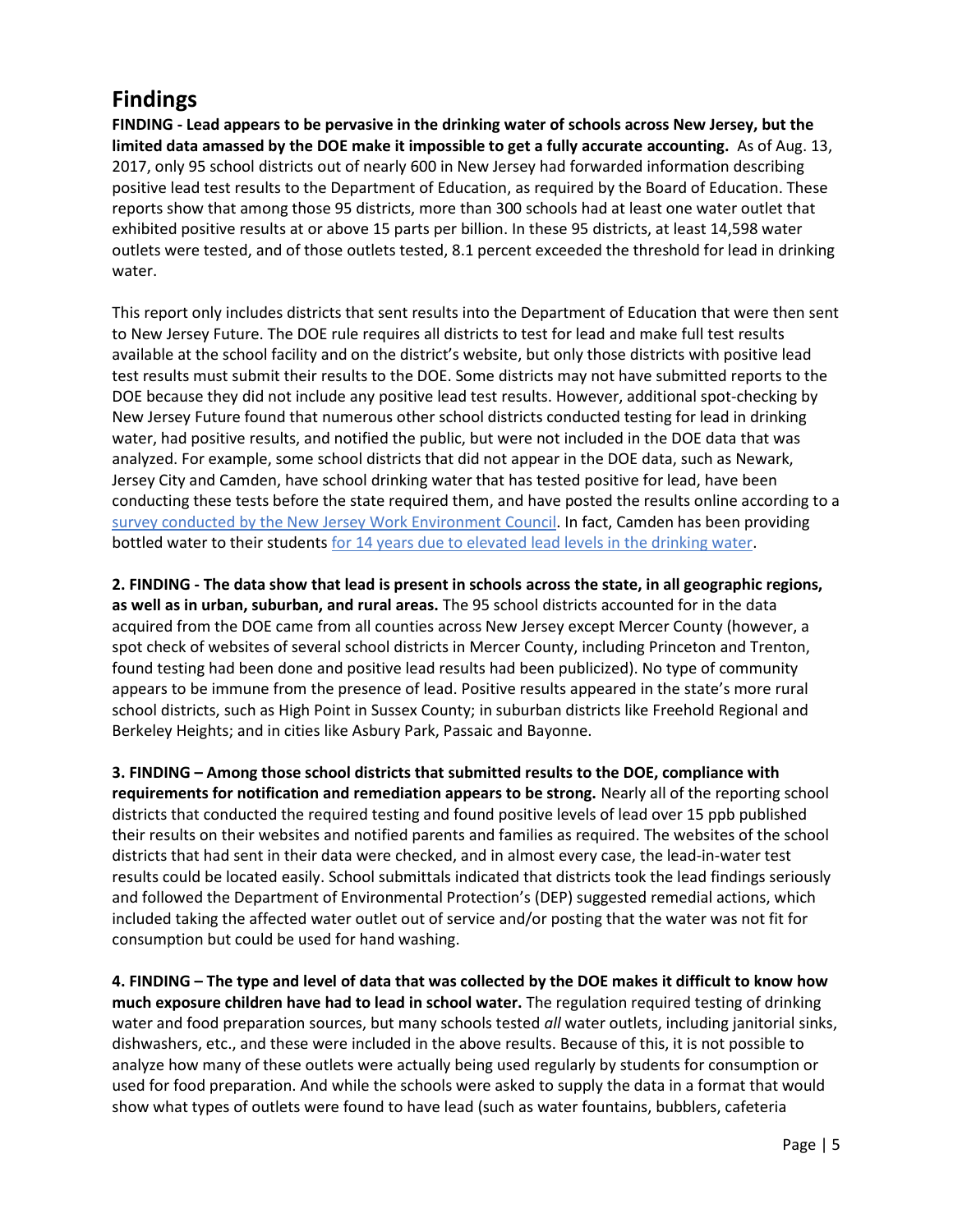# Findings

**FINDING - Lead appears to be pervasive in the drinking water of schools across New Jersey, but the limited data amassed by the DOE make it impossible to get a fully accurate accounting.** As of Aug. 13, 2017, only 95 school districts out of nearly 600 in New Jersey had forwarded information describing positive lead test results to the Department of Education, as required by the Board of Education. These reports show that among those 95 districts, more than 300 schools had at least one water outlet that exhibited positive results at or above 15 parts per billion. In these 95 districts, at least 14,598 water outlets were tested, and of those outlets tested, 8.1 percent exceeded the threshold for lead in drinking water.

This report only includes districts that sent results into the Department of Education that were then sent to New Jersey Future. The DOE rule requires all districts to test for lead and make full test results available at the school facility and on the district's website, but only those districts with positive lead test results must submit their results to the DOE. Some districts may not have submitted reports to the DOE because they did not include any positive lead test results. However, additional spot-checking by New Jersey Future found that numerous other school districts conducted testing for lead in drinking water, had positive results, and notified the public, but were not included in the DOE data that was analyzed. For example, some school districts that did not appear in the DOE data, such as Newark, Jersey City and Camden, have school drinking water that has tested positive for lead, have been conducting these tests before the state required them, and have posted the results online according to a survey conducted by the New Jersey Work Environment Council. In fact, Camden has been providing bottled water to their students for 14 years due to elevated lead levels in the drinking water.

**2. FINDING - The data show that lead is present in schools across the state, in all geographic regions, as well as in urban, suburban, and rural areas.** The 95 school districts accounted for in the data acquired from the DOE came from all counties across New Jersey except Mercer County (however, a spot check of websites of several school districts in Mercer County, including Princeton and Trenton, found testing had been done and positive lead results had been publicized). No type of community appears to be immune from the presence of lead. Positive results appeared in the state's more rural school districts, such as High Point in Sussex County; in suburban districts like Freehold Regional and Berkeley Heights; and in cities like Asbury Park, Passaic and Bayonne.

**3. FINDING – Among those school districts that submitted results to the DOE, compliance with requirements for notification and remediation appears to be strong.** Nearly all of the reporting school districts that conducted the required testing and found positive levels of lead over 15 ppb published their results on their websites and notified parents and families as required. The websites of the school districts that had sent in their data were checked, and in almost every case, the lead-in-water test results could be located easily. School submittals indicated that districts took the lead findings seriously and followed the Department of Environmental Protection's (DEP) suggested remedial actions, which included taking the affected water outlet out of service and/or posting that the water was not fit for consumption but could be used for hand washing.

**4. FINDING – The type and level of data that was collected by the DOE makes it difficult to know how much exposure children have had to lead in school water.** The regulation required testing of drinking water and food preparation sources, but many schools tested *all* water outlets, including janitorial sinks, dishwashers, etc., and these were included in the above results. Because of this, it is not possible to analyze how many of these outlets were actually being used regularly by students for consumption or used for food preparation. And while the schools were asked to supply the data in a format that would show what types of outlets were found to have lead (such as water fountains, bubblers, cafeteria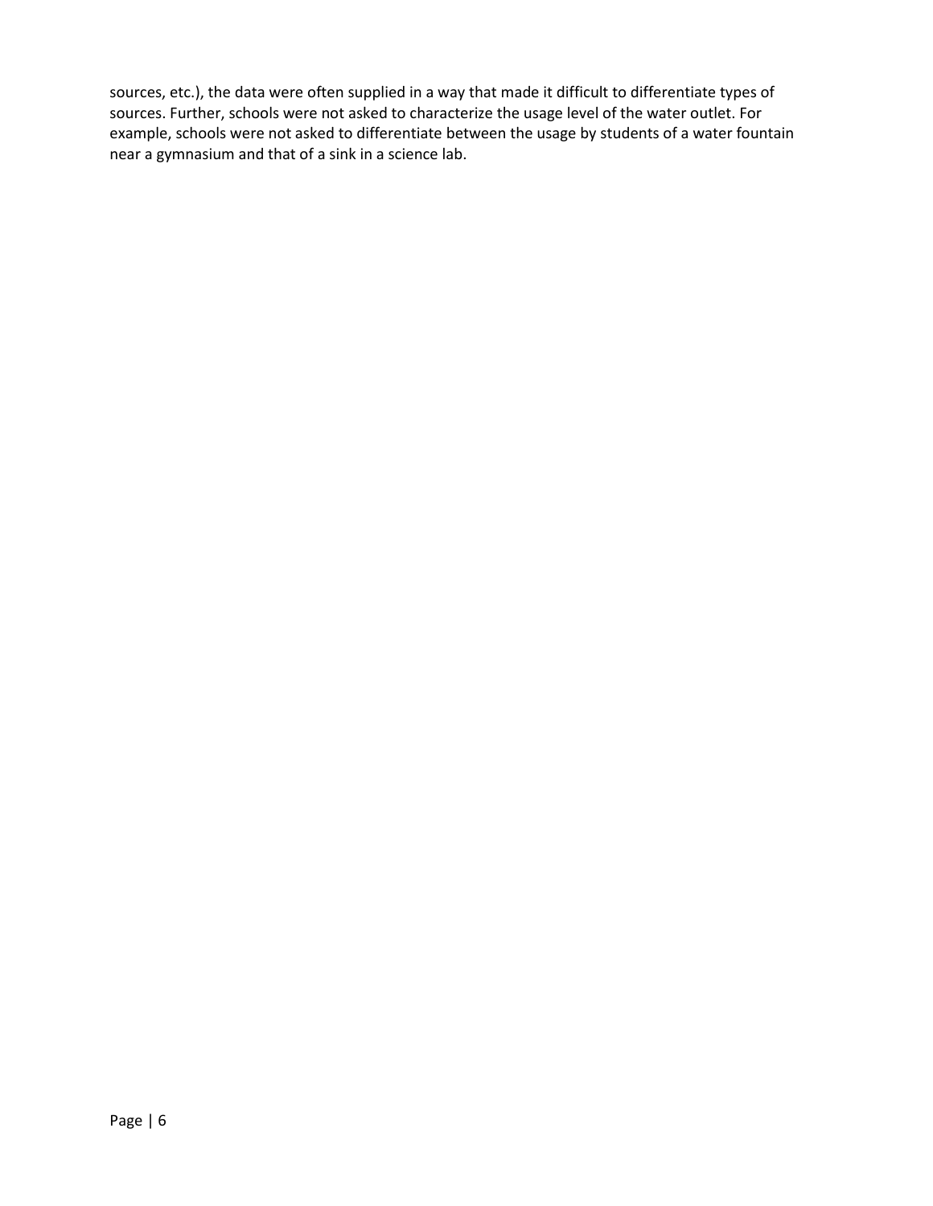sources, etc.), the data were often supplied in a way that made it difficult to differentiate types of sources. Further, schools were not asked to characterize the usage level of the water outlet. For example, schools were not asked to differentiate between the usage by students of a water fountain near a gymnasium and that of a sink in a science lab.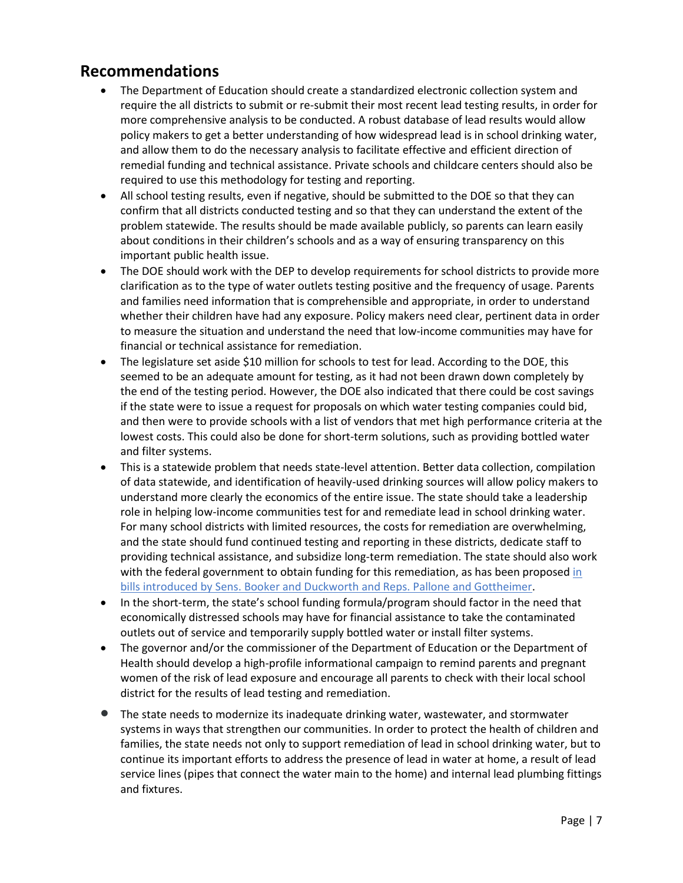## Recommendations

- The Department of Education should create a standardized electronic collection system and require the all districts to submit or re-submit their most recent lead testing results, in order for more comprehensive analysis to be conducted. A robust database of lead results would allow policy makers to get a better understanding of how widespread lead is in school drinking water, and allow them to do the necessary analysis to facilitate effective and efficient direction of remedial funding and technical assistance. Private schools and childcare centers should also be required to use this methodology for testing and reporting.
- All school testing results, even if negative, should be submitted to the DOE so that they can confirm that all districts conducted testing and so that they can understand the extent of the problem statewide. The results should be made available publicly, so parents can learn easily about conditions in their children's schools and as a way of ensuring transparency on this important public health issue.
- The DOE should work with the DEP to develop requirements for school districts to provide more clarification as to the type of water outlets testing positive and the frequency of usage. Parents and families need information that is comprehensible and appropriate, in order to understand whether their children have had any exposure. Policy makers need clear, pertinent data in order to measure the situation and understand the need that low-income communities may have for financial or technical assistance for remediation.
- The legislature set aside $10 million for schools to test for lead. According to the DOE, this seemed to be an adequate amount for testing, as it had not been drawn down completely by the end of the testing period. However, the DOE also indicated that there could be cost savings if the state were to issue a request for proposals on which water testing companies could bid, and then were to provide schools with a list of vendors that met high performance criteria at the lowest costs. This could also be done for short-term solutions, such as providing bottled water and filter systems.
- This is a statewide problem that needs state-level attention. Better data collection, compilation of data statewide, and identification of heavily-used drinking sources will allow policy makers to understand more clearly the economics of the entire issue. The state should take a leadership role in helping low-income communities test for and remediate lead in school drinking water. For many school districts with limited resources, the costs for remediation are overwhelming, and the state should fund continued testing and reporting in these districts, dedicate staff to providing technical assistance, and subsidize long-term remediation. The state should also work with the federal government to obtain funding for this remediation, as has been proposed in bills introduced by Sens. Booker and Duckworth and Reps. Pallone and Gottheimer.
- In the short-term, the state's school funding formula/program should factor in the need that economically distressed schools may have for financial assistance to take the contaminated outlets out of service and temporarily supply bottled water or install filter systems.
- The governor and/or the commissioner of the Department of Education or the Department of Health should develop a high-profile informational campaign to remind parents and pregnant women of the risk of lead exposure and encourage all parents to check with their local school district for the results of lead testing and remediation.
- The state needs to modernize its inadequate drinking water, wastewater, and stormwater systems in ways that strengthen our communities. In order to protect the health of children and families, the state needs not only to support remediation of lead in school drinking water, but to continue its important efforts to address the presence of lead in water at home, a result of lead service lines (pipes that connect the water main to the home) and internal lead plumbing fittings and fixtures.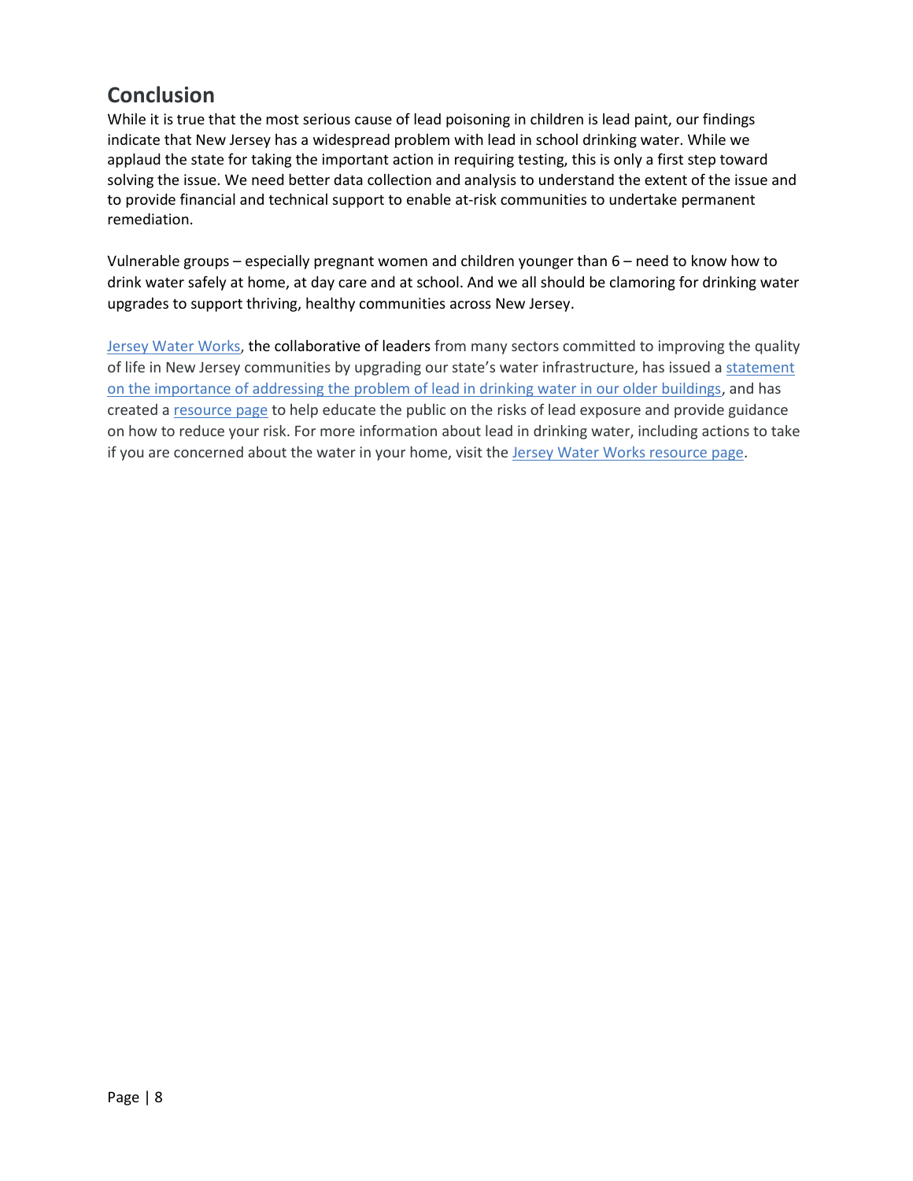## Conclusion

While it is true that the most serious cause of lead poisoning in children is lead paint, our findings indicate that New Jersey has a widespread problem with lead in school drinking water. While we applaud the state for taking the important action in requiring testing, this is only a first step toward solving the issue. We need better data collection and analysis to understand the extent of the issue and to provide financial and technical support to enable at-risk communities to undertake permanent remediation.

Vulnerable groups – especially pregnant women and children younger than 6 – need to know how to drink water safely at home, at day care and at school. And we all should be clamoring for drinking water upgrades to support thriving, healthy communities across New Jersey.

Jersey Water Works, the collaborative of leaders from many sectors committed to improving the quality of life in New Jersey communities by upgrading our state's water infrastructure, has issued a statement on the importance of addressing the problem of lead in drinking water in our older buildings, and has created a resource page to help educate the public on the risks of lead exposure and provide guidance on how to reduce your risk. For more information about lead in drinking water, including actions to take if you are concerned about the water in your home, visit the Jersey Water Works resource page.